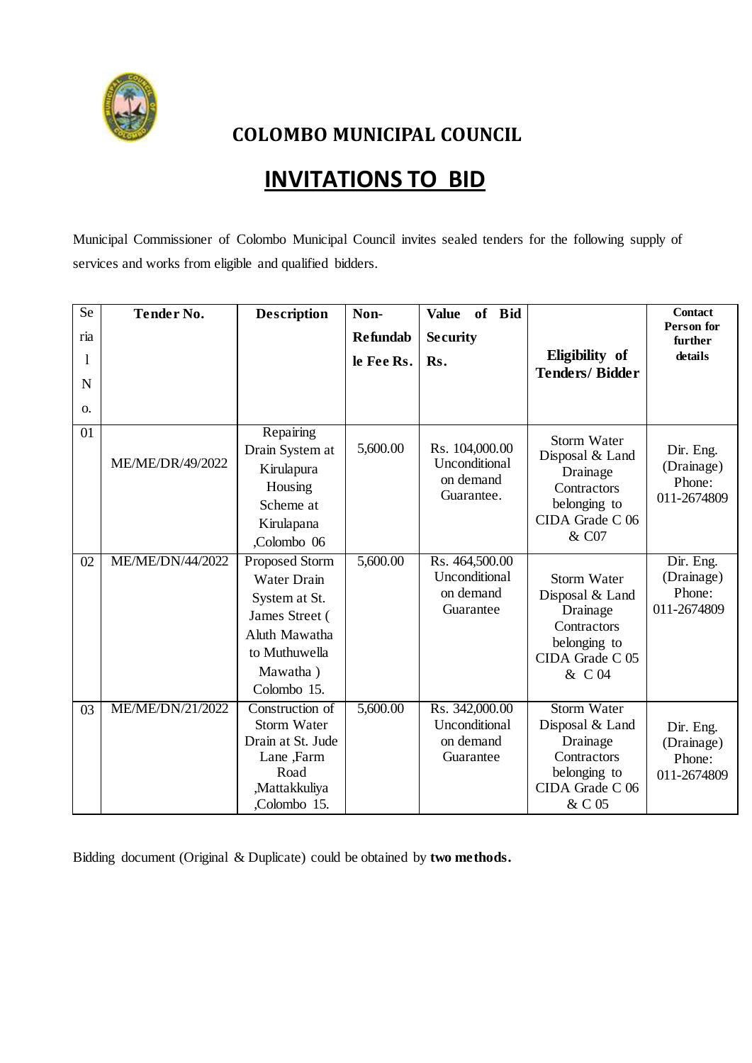# COLOMBO MUNICIPAL COUNCIL

## INVITATIONS TO BID

Municipal Commissioner of Colombo Municipal Council invites sealed tenders for the following supply of services and works from eligible and qualified bidders.

| Serial No. | Tender No. | Description | Non-Refundable Fee Rs. | Value of Bid Security Rs. | Eligibility of Tenders/ Bidder | Contact Person for further details |
|---|---|---|---|---|---|---|
| 01 | ME/ME/DR/49/2022 | Repairing Drain System at Kirulapura Housing Scheme at Kirulapana ,Colombo 06 | 5,600.00 | Rs. 104,000.00 Unconditional on demand Guarantee. | Storm Water Disposal & Land Drainage Contractors belonging to CIDA Grade C 06 & C07 | Dir. Eng. (Drainage) Phone: 011-2674809 |
| 02 | ME/ME/DN/44/2022 | Proposed Storm Water Drain System at St. James Street ( Aluth Mawatha to Muthuwella Mawatha ) Colombo 15. | 5,600.00 | Rs. 464,500.00 Unconditional on demand Guarantee | Storm Water Disposal & Land Drainage Contractors belonging to CIDA Grade C 05 & C 04 | Dir. Eng. (Drainage) Phone: 011-2674809 |
| 03 | ME/ME/DN/21/2022 | Construction of Storm Water Drain at St. Jude Lane ,Farm Road ,Mattakkuliya ,Colombo 15. | 5,600.00 | Rs. 342,000.00 Unconditional on demand Guarantee | Storm Water Disposal & Land Drainage Contractors belonging to CIDA Grade C 06 & C 05 | Dir. Eng. (Drainage) Phone: 011-2674809 |

Bidding document (Original & Duplicate) could be obtained by **two methods.**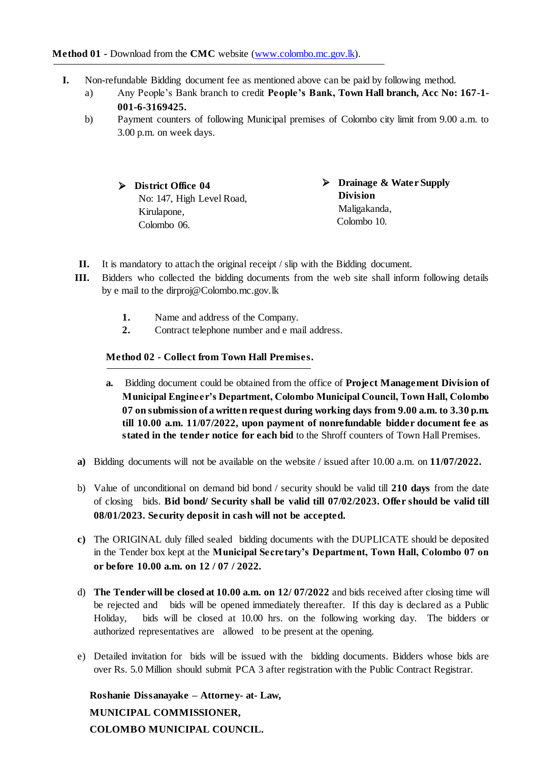**Method 01** - Download from the **CMC** website (www.colombo.mc.gov.lk).

I. Non-refundable Bidding document fee as mentioned above can be paid by following method.
   a) Any People's Bank branch to credit **People's Bank, Town Hall branch, Acc No: 167-1-001-6-3169425.**
   b) Payment counters of following Municipal premises of Colombo city limit from 9.00 a.m. to 3.00 p.m. on week days.

   - **District Office 04**
     No: 147, High Level Road,
     Kirulapone,
     Colombo 06.
   - **Drainage & Water Supply Division**
     Maligakanda,
     Colombo 10.

II. It is mandatory to attach the original receipt / slip with the Bidding document.

III. Bidders who collected the bidding documents from the web site shall inform following details by e mail to the dirproj@Colombo.mc.gov.lk

   1. Name and address of the Company.
   2. Contract telephone number and e mail address.

**Method 02 - Collect from Town Hall Premises.**

a. Bidding document could be obtained from the office of **Project Management Division of Municipal Engineer's Department, Colombo Municipal Council, Town Hall, Colombo 07 on submission of a written request during working days from 9.00 a.m. to 3.30 p.m. till 10.00 a.m. 11/07/2022, upon payment of nonrefundable bidder document fee as stated in the tender notice for each bid** to the Shroff counters of Town Hall Premises.

a) Bidding documents will not be available on the website / issued after 10.00 a.m. on **11/07/2022.**

b) Value of unconditional on demand bid bond / security should be valid till **210 days** from the date of closing bids. **Bid bond/ Security shall be valid till 07/02/2023. Offer should be valid till 08/01/2023. Security deposit in cash will not be accepted.**

c) The ORIGINAL duly filled sealed bidding documents with the DUPLICATE should be deposited in the Tender box kept at the **Municipal Secretary's Department, Town Hall, Colombo 07 on or before 10.00 a.m. on 12 / 07 / 2022.**

d) **The Tender will be closed at 10.00 a.m. on 12/ 07/2022** and bids received after closing time will be rejected and bids will be opened immediately thereafter. If this day is declared as a Public Holiday, bids will be closed at 10.00 hrs. on the following working day. The bidders or authorized representatives are allowed to be present at the opening.

e) Detailed invitation for bids will be issued with the bidding documents. Bidders whose bids are over Rs. 5.0 Million should submit PCA 3 after registration with the Public Contract Registrar.

**Roshanie Dissanayake – Attorney- at- Law,**
**MUNICIPAL COMMISSIONER,**
**COLOMBO MUNICIPAL COUNCIL.**